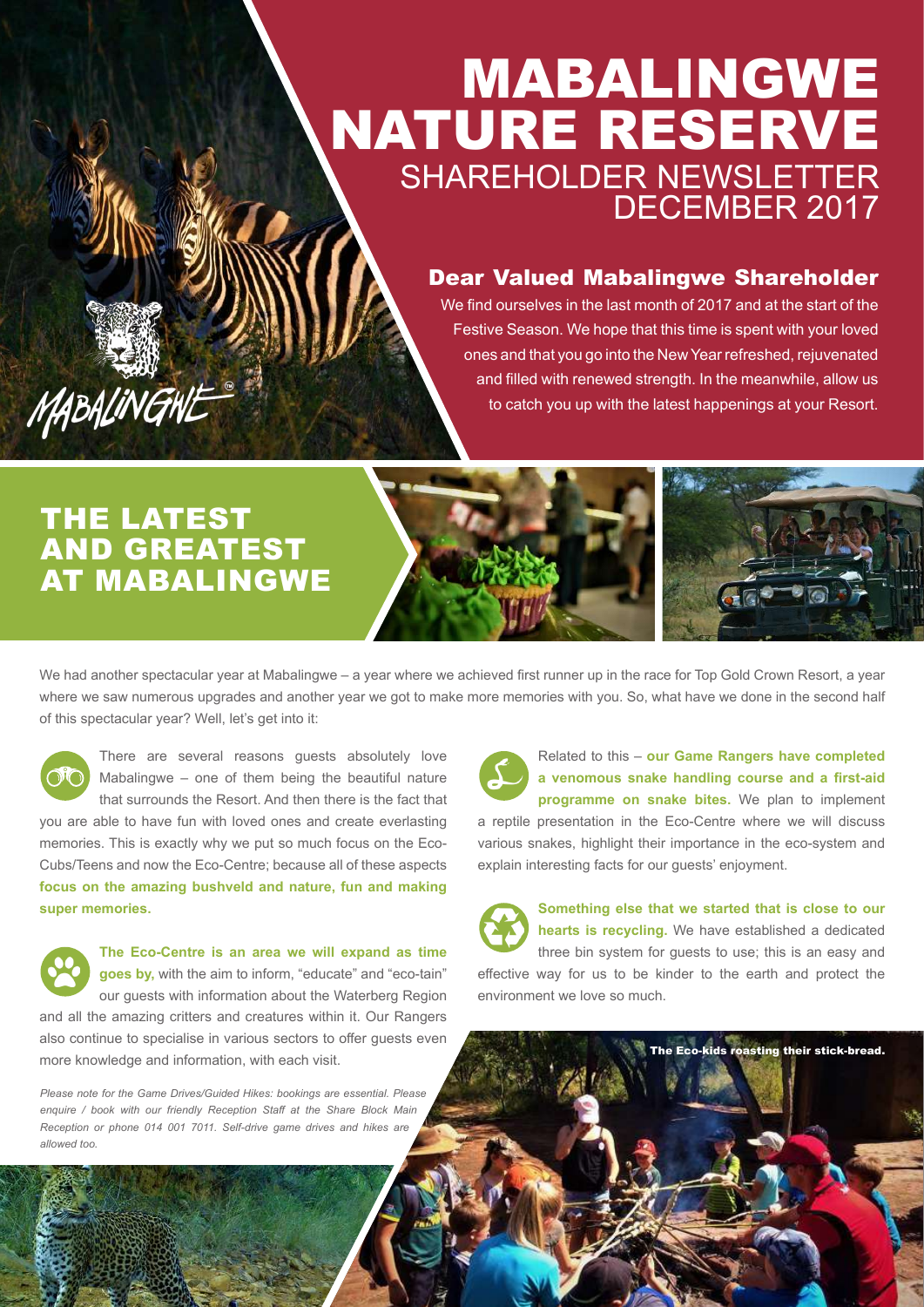# MABALINGWE NATURE RESERVE

## SHAREHOLDER NEWSLETTER DECEMBER 2017

### Dear Valued Mabalingwe Shareholder

We find ourselves in the last month of 2017 and at the start of the Festive Season. We hope that this time is spent with your loved ones and that you go into the New Year refreshed, rejuvenated and filled with renewed strength. In the meanwhile, allow us to catch you up with the latest happenings at your Resort.

## THE LATEST AND GREATEST AT MABALINGWE

We had another spectacular year at Mabalingwe – a year where we achieved first runner up in the race for Top Gold Crown Resort, a year where we saw numerous upgrades and another year we got to make more memories with you. So, what have we done in the second half of this spectacular year? Well, let's get into it:

There are several reasons guests absolutely love Mabalingwe – one of them being the beautiful nature that surrounds the Resort. And then there is the fact that you are able to have fun with loved ones and create everlasting memories. This is exactly why we put so much focus on the Eco-Cubs/Teens and now the Eco-Centre; because all of these aspects **focus on the amazing bushveld and nature, fun and making super memories.**

**The Eco-Centre is an area we will expand as time goes by,** with the aim to inform, "educate" and "eco-tain" our guests with information about the Waterberg Region and all the amazing critters and creatures within it. Our Rangers also continue to specialise in various sectors to offer guests even more knowledge and information, with each visit.

*Please note for the Game Drives/Guided Hikes: bookings are essential. Please enquire / book with our friendly Reception Staff at the Share Block Main Reception or phone 014 001 7011. Self-drive game drives and hikes are allowed too.*

Related to this – **our Game Rangers have completed a venomous snake handling course and a first-aid programme on snake bites.** We plan to implement a reptile presentation in the Eco-Centre where we will discuss various snakes, highlight their importance in the eco-system and explain interesting facts for our guests' enjoyment.

**Something else that we started that is close to our hearts is recycling.** We have established a dedicated three bin system for guests to use; this is an easy and effective way for us to be kinder to the earth and protect the environment we love so much.

The Eco-kids roasting their stick-bread.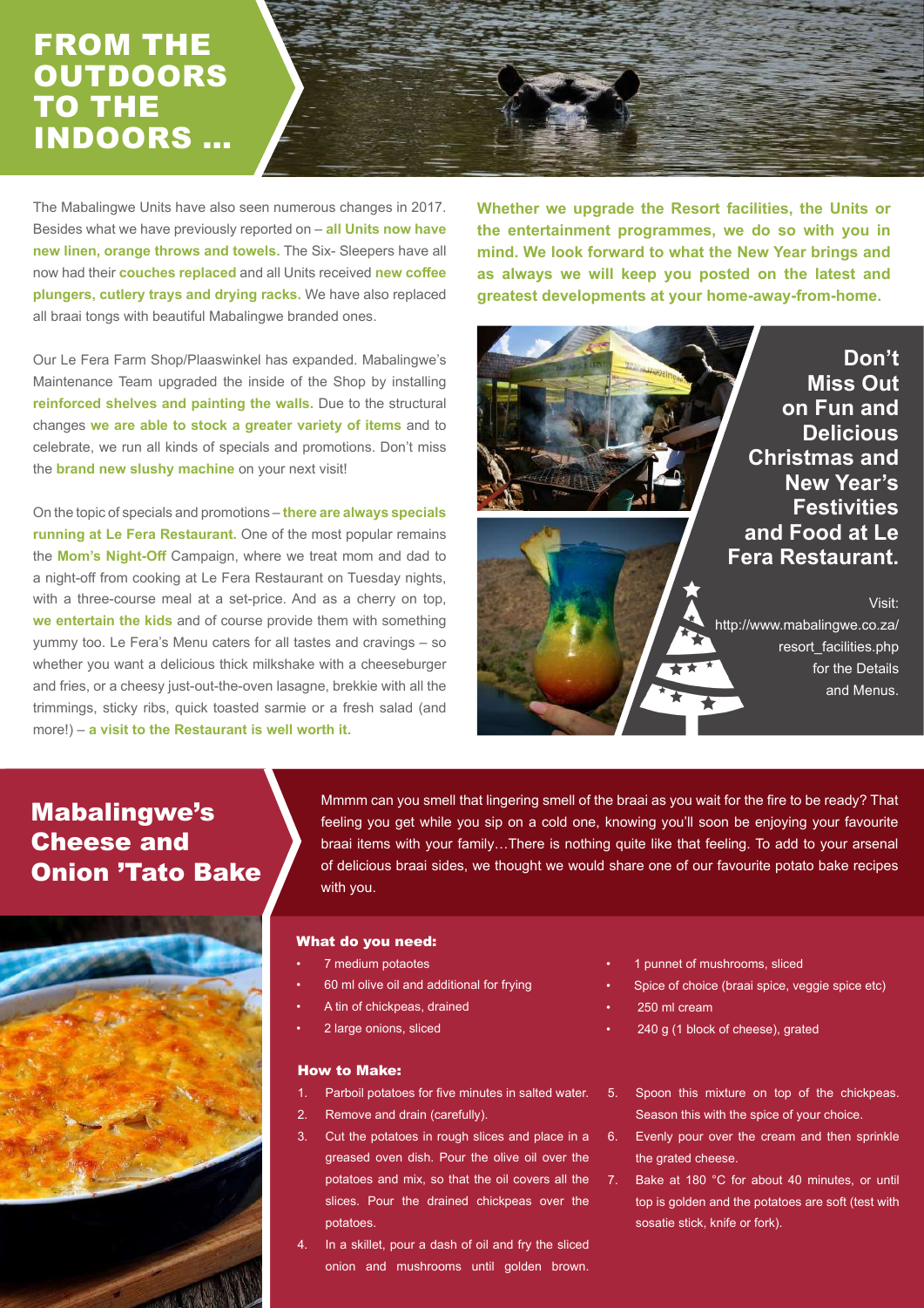# FROM THE OUTDOORS TO THE INDOORS ...

The Mabalingwe Units have also seen numerous changes in 2017. Besides what we have previously reported on – **all Units now have new linen, orange throws and towels.** The Six- Sleepers have all now had their **couches replaced** and all Units received **new coffee plungers, cutlery trays and drying racks.** We have also replaced all braai tongs with beautiful Mabalingwe branded ones.

Our Le Fera Farm Shop/Plaaswinkel has expanded. Mabalingwe's Maintenance Team upgraded the inside of the Shop by installing **reinforced shelves and painting the walls.** Due to the structural changes **we are able to stock a greater variety of items** and to celebrate, we run all kinds of specials and promotions. Don't miss the **brand new slushy machine** on your next visit!

On the topic of specials and promotions – **there are always specials running at Le Fera Restaurant.** One of the most popular remains the **Mom's Night-Off** Campaign, where we treat mom and dad to a night-off from cooking at Le Fera Restaurant on Tuesday nights, with a three-course meal at a set-price. And as a cherry on top, **we entertain the kids** and of course provide them with something yummy too. Le Fera's Menu caters for all tastes and cravings – so whether you want a delicious thick milkshake with a cheeseburger and fries, or a cheesy just-out-the-oven lasagne, brekkie with all the trimmings, sticky ribs, quick toasted sarmie or a fresh salad (and more!) – **a visit to the Restaurant is well worth it.**

**Whether we upgrade the Resort facilities, the Units or the entertainment programmes, we do so with you in mind. We look forward to what the New Year brings and as always we will keep you posted on the latest and greatest developments at your home-away-from-home.**

## Don't Miss Out on Fun and Delicious Christmas and New Year's Festivities and Food at Le Fera Restaurant.

Visit: http://www.mabalingwe.co.za/resort_facilities.php for the Details and Menus.

# Mabalingwe's Cheese and Onion 'Tato Bake

Mmmm can you smell that lingering smell of the braai as you wait for the fire to be ready? That feeling you get while you sip on a cold one, knowing you'll soon be enjoying your favourite braai items with your family…There is nothing quite like that feeling. To add to your arsenal of delicious braai sides, we thought we would share one of our favourite potato bake recipes with you.

### What do you need:

- 7 medium potaotes
- 60 ml olive oil and additional for frying
- A tin of chickpeas, drained
- 2 large onions, sliced
- 1 punnet of mushrooms, sliced
- Spice of choice (braai spice, veggie spice etc)
- 250 ml cream
- 240 g (1 block of cheese), grated

### How to Make:

1. Parboil potatoes for five minutes in salted water.
2. Remove and drain (carefully).
3. Cut the potatoes in rough slices and place in a greased oven dish. Pour the olive oil over the potatoes and mix, so that the oil covers all the slices. Pour the drained chickpeas over the potatoes.
4. In a skillet, pour a dash of oil and fry the sliced onion and mushrooms until golden brown.
5. Spoon this mixture on top of the chickpeas. Season this with the spice of your choice.
6. Evenly pour over the cream and then sprinkle the grated cheese.
7. Bake at 180 °C for about 40 minutes, or until top is golden and the potatoes are soft (test with sosatie stick, knife or fork).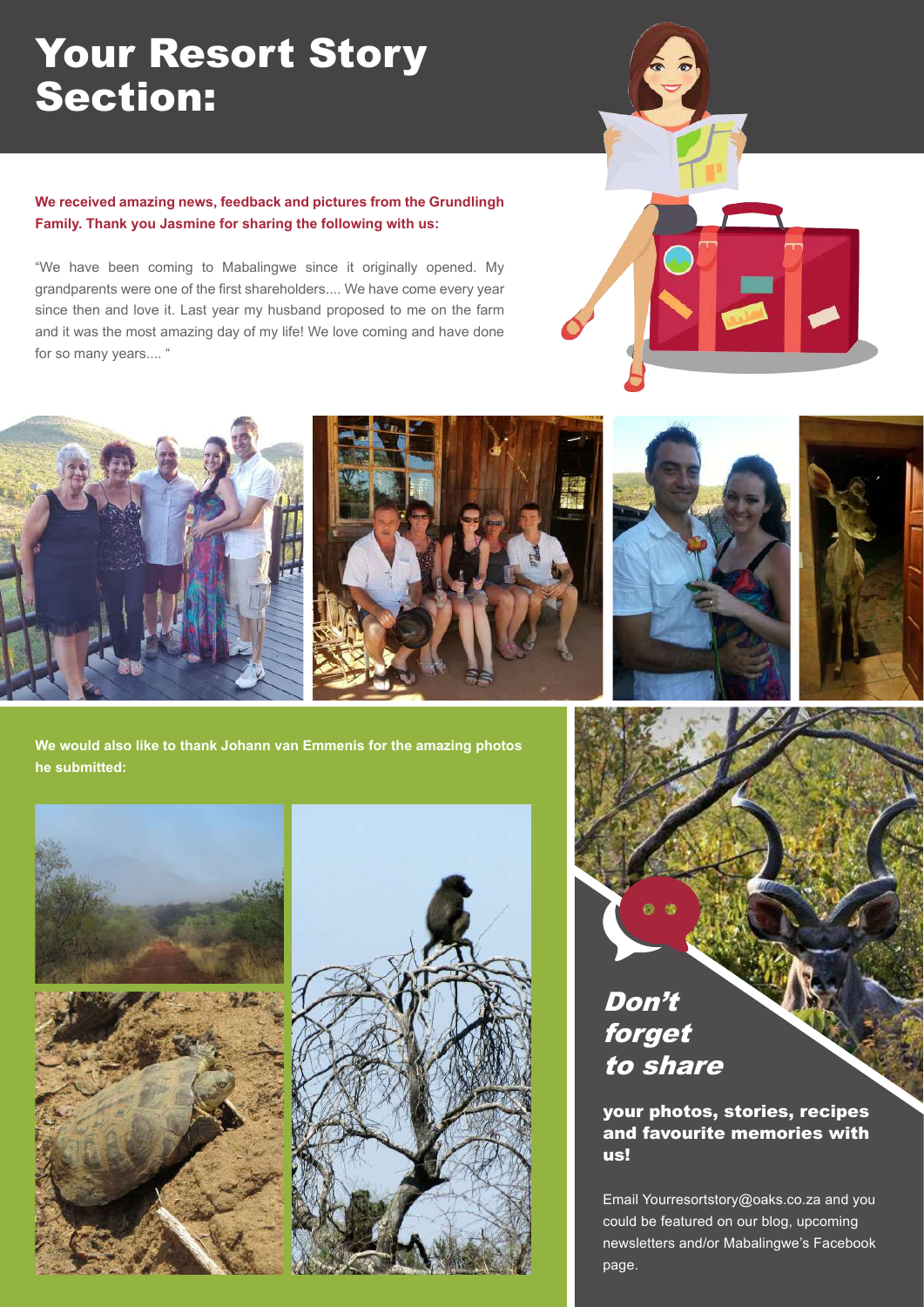# Your Resort Story Section:

**We received amazing news, feedback and pictures from the Grundlingh Family. Thank you Jasmine for sharing the following with us:**

"We have been coming to Mabalingwe since it originally opened. My grandparents were one of the first shareholders.... We have come every year since then and love it. Last year my husband proposed to me on the farm and it was the most amazing day of my life! We love coming and have done for so many years.... "

**We would also like to thank Johann van Emmenis for the amazing photos he submitted:**

## *Don't forget to share*

**your photos, stories, recipes and favourite memories with us!**

Email Yourresortstory@oaks.co.za and you could be featured on our blog, upcoming newsletters and/or Mabalingwe's Facebook page.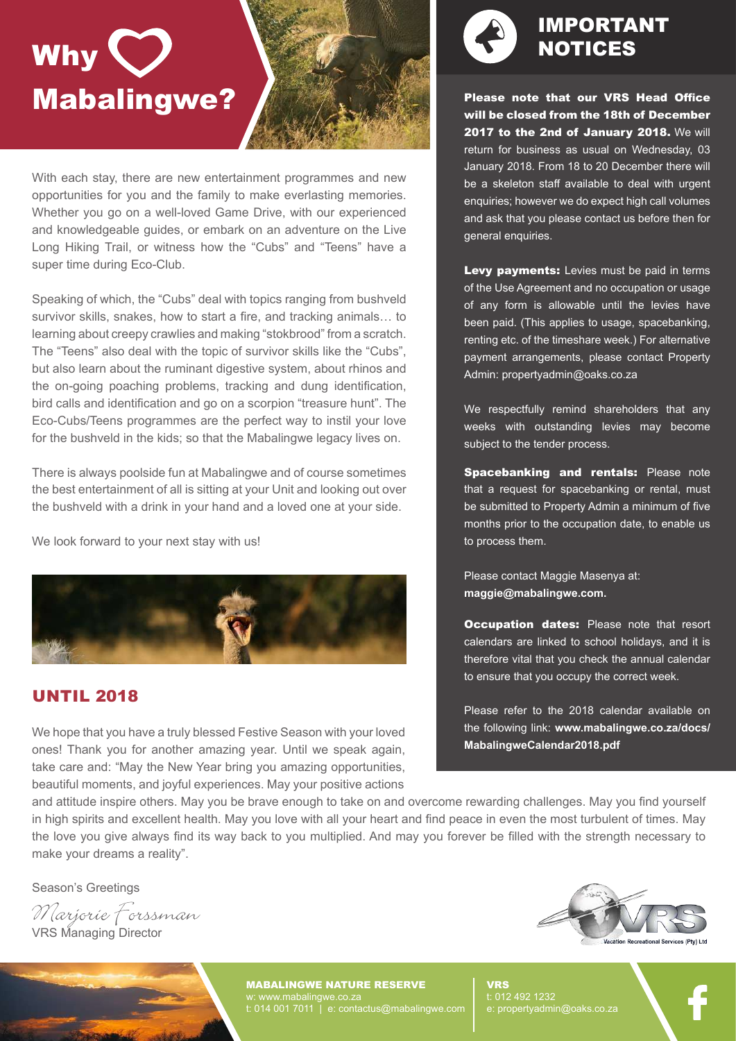# Why ♡ Mabalingwe?

With each stay, there are new entertainment programmes and new opportunities for you and the family to make everlasting memories. Whether you go on a well-loved Game Drive, with our experienced and knowledgeable guides, or embark on an adventure on the Live Long Hiking Trail, or witness how the "Cubs" and "Teens" have a super time during Eco-Club.

Speaking of which, the "Cubs" deal with topics ranging from bushveld survivor skills, snakes, how to start a fire, and tracking animals… to learning about creepy crawlies and making "stokbrood" from a scratch. The "Teens" also deal with the topic of survivor skills like the "Cubs", but also learn about the ruminant digestive system, about rhinos and the on-going poaching problems, tracking and dung identification, bird calls and identification and go on a scorpion "treasure hunt". The Eco-Cubs/Teens programmes are the perfect way to instil your love for the bushveld in the kids; so that the Mabalingwe legacy lives on.

There is always poolside fun at Mabalingwe and of course sometimes the best entertainment of all is sitting at your Unit and looking out over the bushveld with a drink in your hand and a loved one at your side.

We look forward to your next stay with us!

## UNTIL 2018

We hope that you have a truly blessed Festive Season with your loved ones! Thank you for another amazing year. Until we speak again, take care and: "May the New Year bring you amazing opportunities, beautiful moments, and joyful experiences. May your positive actions and attitude inspire others. May you be brave enough to take on and overcome rewarding challenges. May you find yourself in high spirits and excellent health. May you love with all your heart and find peace in even the most turbulent of times. May the love you give always find its way back to you multiplied. And may you forever be filled with the strength necessary to make your dreams a reality".

Season's Greetings

*Marjorie Forssman*
VRS Managing Director

# IMPORTANT NOTICES

**Please note that our VRS Head Office will be closed from the 18th of December 2017 to the 2nd of January 2018.** We will return for business as usual on Wednesday, 03 January 2018. From 18 to 20 December there will be a skeleton staff available to deal with urgent enquiries; however we do expect high call volumes and ask that you please contact us before then for general enquiries.

**Levy payments:** Levies must be paid in terms of the Use Agreement and no occupation or usage of any form is allowable until the levies have been paid. (This applies to usage, spacebanking, renting etc. of the timeshare week.) For alternative payment arrangements, please contact Property Admin: propertyadmin@oaks.co.za

We respectfully remind shareholders that any weeks with outstanding levies may become subject to the tender process.

**Spacebanking and rentals:** Please note that a request for spacebanking or rental, must be submitted to Property Admin a minimum of five months prior to the occupation date, to enable us to process them.

Please contact Maggie Masenya at: **maggie@mabalingwe.com.**

**Occupation dates:** Please note that resort calendars are linked to school holidays, and it is therefore vital that you check the annual calendar to ensure that you occupy the correct week.

Please refer to the 2018 calendar available on the following link: **www.mabalingwe.co.za/docs/MabalingweCalendar2018.pdf**

VRS Vacation Recreational Services (Pty) Ltd

**MABALINGWE NATURE RESERVE**
w: www.mabalingwe.co.za
t: 014 001 7011 | e: contactus@mabalingwe.com

**VRS**
t: 012 492 1232
e: propertyadmin@oaks.co.za